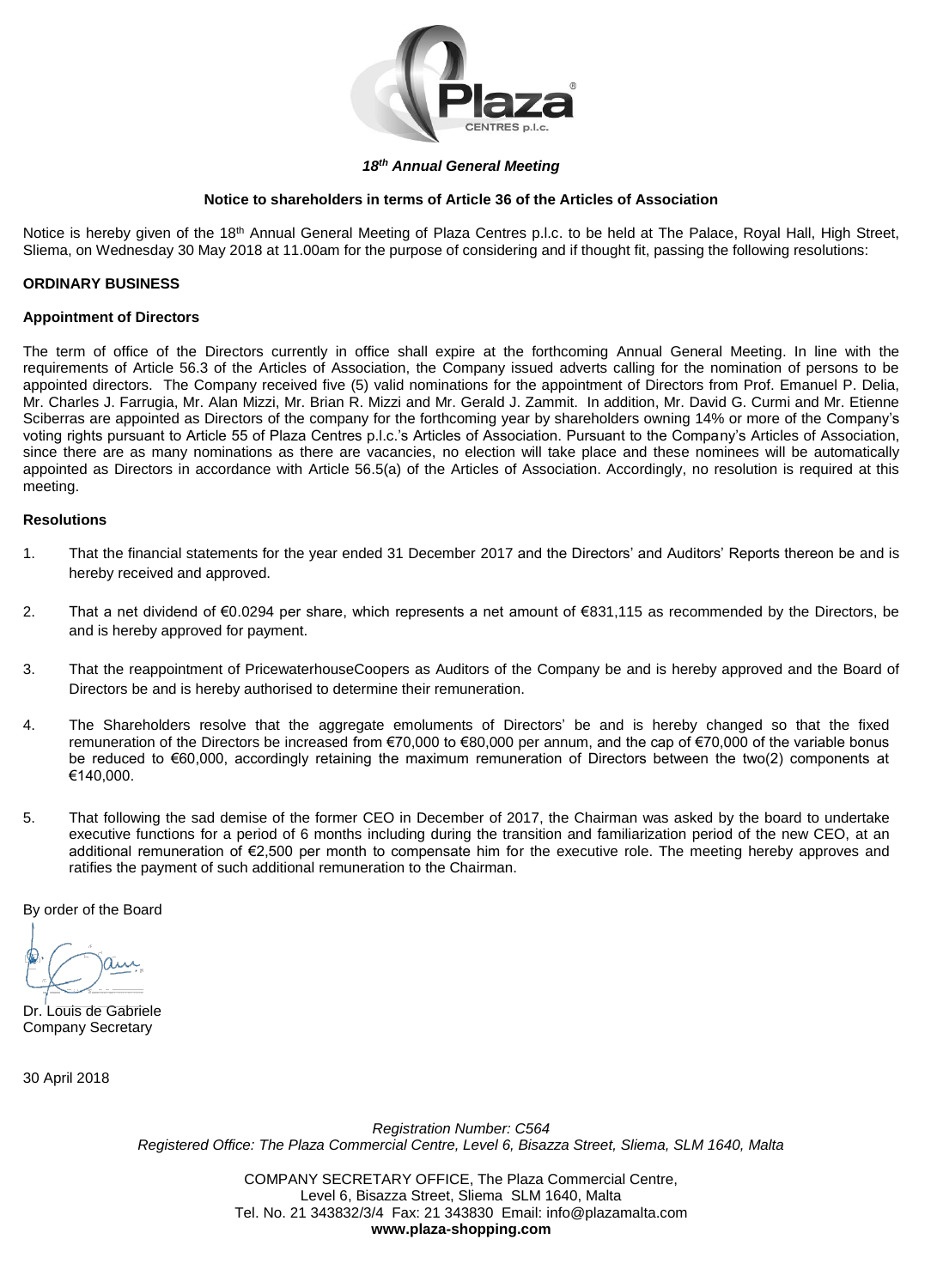## *18th Annual General Meeting*

**Notice to shareholders in terms of Article 36 of the Articles of Association**

Notice is hereby given of the 18th Annual General Meeting of Plaza Centres p.l.c. to be held at The Palace, Royal Hall, High Street, Sliema, on Wednesday 30 May 2018 at 11.00am for the purpose of considering and if thought fit, passing the following resolutions:

### ORDINARY BUSINESS

#### Appointment of Directors

The term of office of the Directors currently in office shall expire at the forthcoming Annual General Meeting. In line with the requirements of Article 56.3 of the Articles of Association, the Company issued adverts calling for the nomination of persons to be appointed directors. The Company received five (5) valid nominations for the appointment of Directors from Prof. Emanuel P. Delia, Mr. Charles J. Farrugia, Mr. Alan Mizzi, Mr. Brian R. Mizzi and Mr. Gerald J. Zammit. In addition, Mr. David G. Curmi and Mr. Etienne Sciberras are appointed as Directors of the company for the forthcoming year by shareholders owning 14% or more of the Company's voting rights pursuant to Article 55 of Plaza Centres p.l.c.'s Articles of Association. Pursuant to the Company's Articles of Association, since there are as many nominations as there are vacancies, no election will take place and these nominees will be automatically appointed as Directors in accordance with Article 56.5(a) of the Articles of Association. Accordingly, no resolution is required at this meeting.

#### Resolutions

1. That the financial statements for the year ended 31 December 2017 and the Directors' and Auditors' Reports thereon be and is hereby received and approved.

2. That a net dividend of €0.0294 per share, which represents a net amount of €831,115 as recommended by the Directors, be and is hereby approved for payment.

3. That the reappointment of PricewaterhouseCoopers as Auditors of the Company be and is hereby approved and the Board of Directors be and is hereby authorised to determine their remuneration.

4. The Shareholders resolve that the aggregate emoluments of Directors' be and is hereby changed so that the fixed remuneration of the Directors be increased from €70,000 to €80,000 per annum, and the cap of €70,000 of the variable bonus be reduced to €60,000, accordingly retaining the maximum remuneration of Directors between the two(2) components at €140,000.

5. That following the sad demise of the former CEO in December of 2017, the Chairman was asked by the board to undertake executive functions for a period of 6 months including during the transition and familiarization period of the new CEO, at an additional remuneration of €2,500 per month to compensate him for the executive role. The meeting hereby approves and ratifies the payment of such additional remuneration to the Chairman.

By order of the Board

Dr. Louis de Gabriele
Company Secretary

30 April 2018

*Registration Number: C564*
*Registered Office: The Plaza Commercial Centre, Level 6, Bisazza Street, Sliema, SLM 1640, Malta*

COMPANY SECRETARY OFFICE, The Plaza Commercial Centre,
Level 6, Bisazza Street, Sliema SLM 1640, Malta
Tel. No. 21 343832/3/4 Fax: 21 343830 Email: info@plazamalta.com
**www.plaza-shopping.com**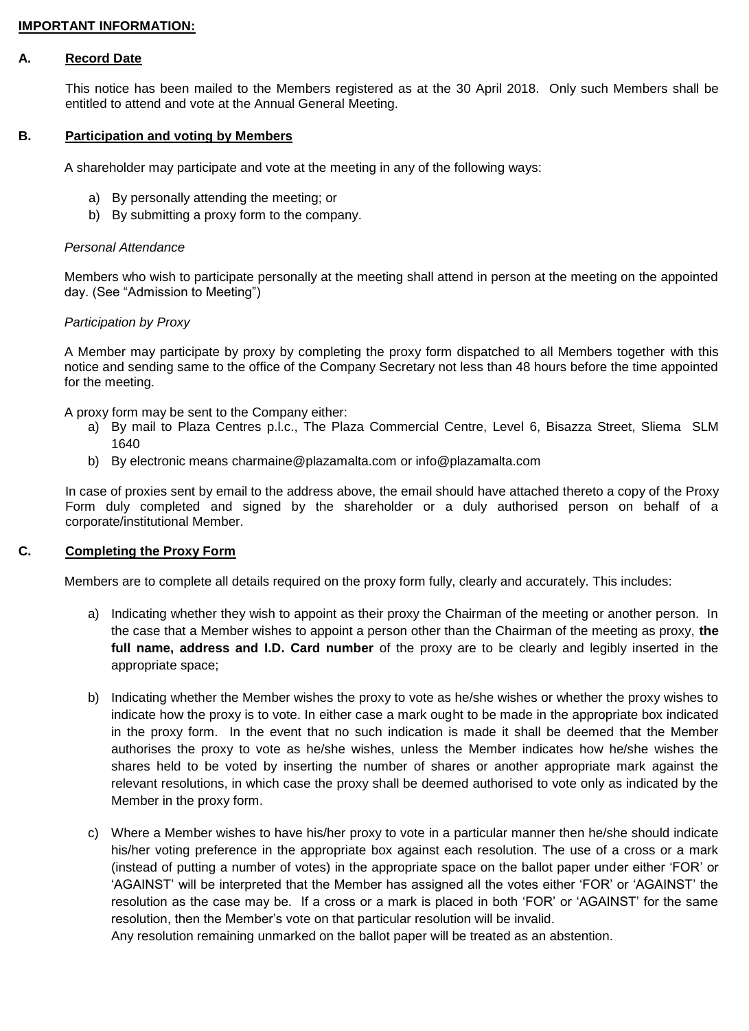**IMPORTANT INFORMATION:**

## A. Record Date

This notice has been mailed to the Members registered as at the 30 April 2018. Only such Members shall be entitled to attend and vote at the Annual General Meeting.

## B. Participation and voting by Members

A shareholder may participate and vote at the meeting in any of the following ways:

a) By personally attending the meeting; or
b) By submitting a proxy form to the company.

*Personal Attendance*

Members who wish to participate personally at the meeting shall attend in person at the meeting on the appointed day. (See "Admission to Meeting")

*Participation by Proxy*

A Member may participate by proxy by completing the proxy form dispatched to all Members together with this notice and sending same to the office of the Company Secretary not less than 48 hours before the time appointed for the meeting.

A proxy form may be sent to the Company either:

a) By mail to Plaza Centres p.l.c., The Plaza Commercial Centre, Level 6, Bisazza Street, Sliema SLM 1640
b) By electronic means charmaine@plazamalta.com or info@plazamalta.com

In case of proxies sent by email to the address above, the email should have attached thereto a copy of the Proxy Form duly completed and signed by the shareholder or a duly authorised person on behalf of a corporate/institutional Member.

## C. Completing the Proxy Form

Members are to complete all details required on the proxy form fully, clearly and accurately. This includes:

a) Indicating whether they wish to appoint as their proxy the Chairman of the meeting or another person. In the case that a Member wishes to appoint a person other than the Chairman of the meeting as proxy, **the full name, address and I.D. Card number** of the proxy are to be clearly and legibly inserted in the appropriate space;

b) Indicating whether the Member wishes the proxy to vote as he/she wishes or whether the proxy wishes to indicate how the proxy is to vote. In either case a mark ought to be made in the appropriate box indicated in the proxy form. In the event that no such indication is made it shall be deemed that the Member authorises the proxy to vote as he/she wishes, unless the Member indicates how he/she wishes the shares held to be voted by inserting the number of shares or another appropriate mark against the relevant resolutions, in which case the proxy shall be deemed authorised to vote only as indicated by the Member in the proxy form.

c) Where a Member wishes to have his/her proxy to vote in a particular manner then he/she should indicate his/her voting preference in the appropriate box against each resolution. The use of a cross or a mark (instead of putting a number of votes) in the appropriate space on the ballot paper under either 'FOR' or 'AGAINST' will be interpreted that the Member has assigned all the votes either 'FOR' or 'AGAINST' the resolution as the case may be. If a cross or a mark is placed in both 'FOR' or 'AGAINST' for the same resolution, then the Member's vote on that particular resolution will be invalid.
Any resolution remaining unmarked on the ballot paper will be treated as an abstention.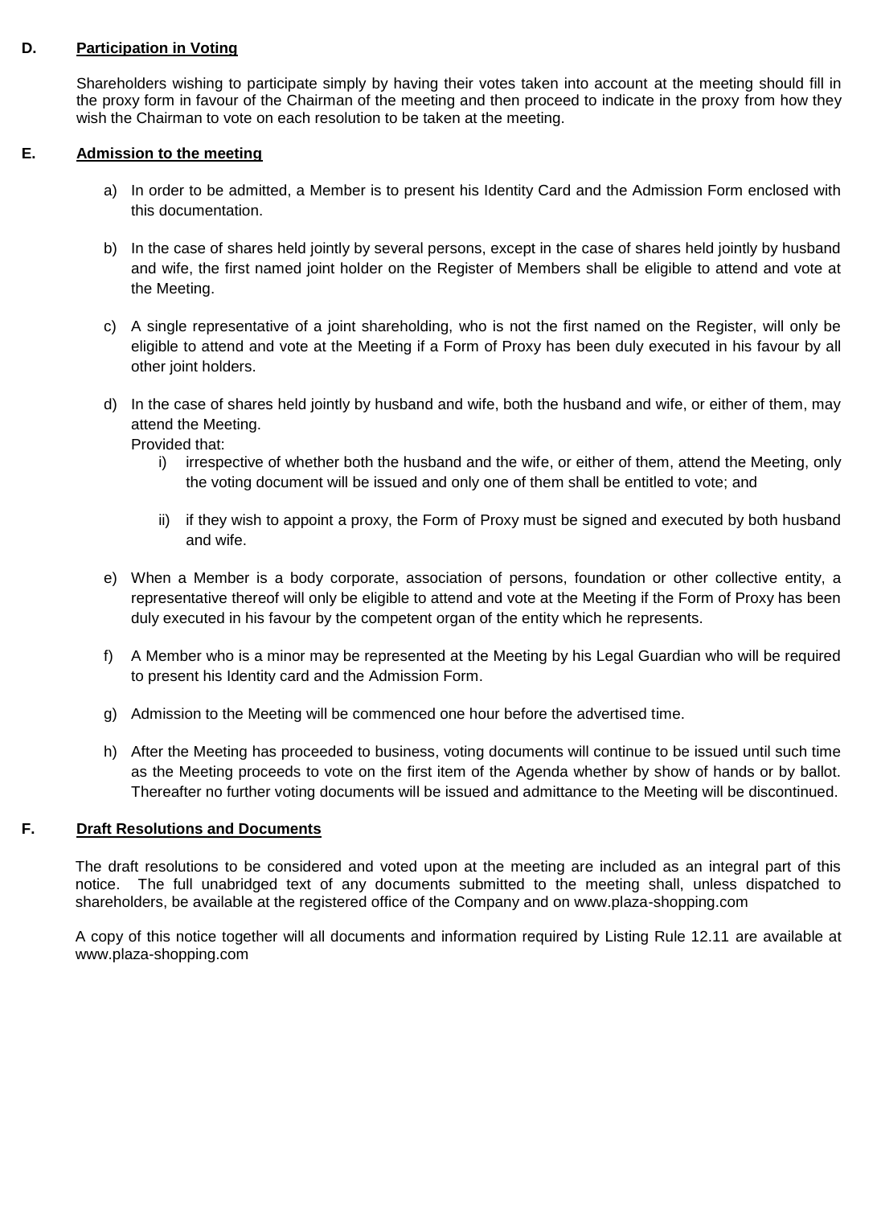## D. Participation in Voting

Shareholders wishing to participate simply by having their votes taken into account at the meeting should fill in the proxy form in favour of the Chairman of the meeting and then proceed to indicate in the proxy from how they wish the Chairman to vote on each resolution to be taken at the meeting.

## E. Admission to the meeting

a) In order to be admitted, a Member is to present his Identity Card and the Admission Form enclosed with this documentation.

b) In the case of shares held jointly by several persons, except in the case of shares held jointly by husband and wife, the first named joint holder on the Register of Members shall be eligible to attend and vote at the Meeting.

c) A single representative of a joint shareholding, who is not the first named on the Register, will only be eligible to attend and vote at the Meeting if a Form of Proxy has been duly executed in his favour by all other joint holders.

d) In the case of shares held jointly by husband and wife, both the husband and wife, or either of them, may attend the Meeting.
   Provided that:
   i) irrespective of whether both the husband and the wife, or either of them, attend the Meeting, only the voting document will be issued and only one of them shall be entitled to vote; and

   ii) if they wish to appoint a proxy, the Form of Proxy must be signed and executed by both husband and wife.

e) When a Member is a body corporate, association of persons, foundation or other collective entity, a representative thereof will only be eligible to attend and vote at the Meeting if the Form of Proxy has been duly executed in his favour by the competent organ of the entity which he represents.

f) A Member who is a minor may be represented at the Meeting by his Legal Guardian who will be required to present his Identity card and the Admission Form.

g) Admission to the Meeting will be commenced one hour before the advertised time.

h) After the Meeting has proceeded to business, voting documents will continue to be issued until such time as the Meeting proceeds to vote on the first item of the Agenda whether by show of hands or by ballot. Thereafter no further voting documents will be issued and admittance to the Meeting will be discontinued.

## F. Draft Resolutions and Documents

The draft resolutions to be considered and voted upon at the meeting are included as an integral part of this notice. The full unabridged text of any documents submitted to the meeting shall, unless dispatched to shareholders, be available at the registered office of the Company and on www.plaza-shopping.com

A copy of this notice together will all documents and information required by Listing Rule 12.11 are available at www.plaza-shopping.com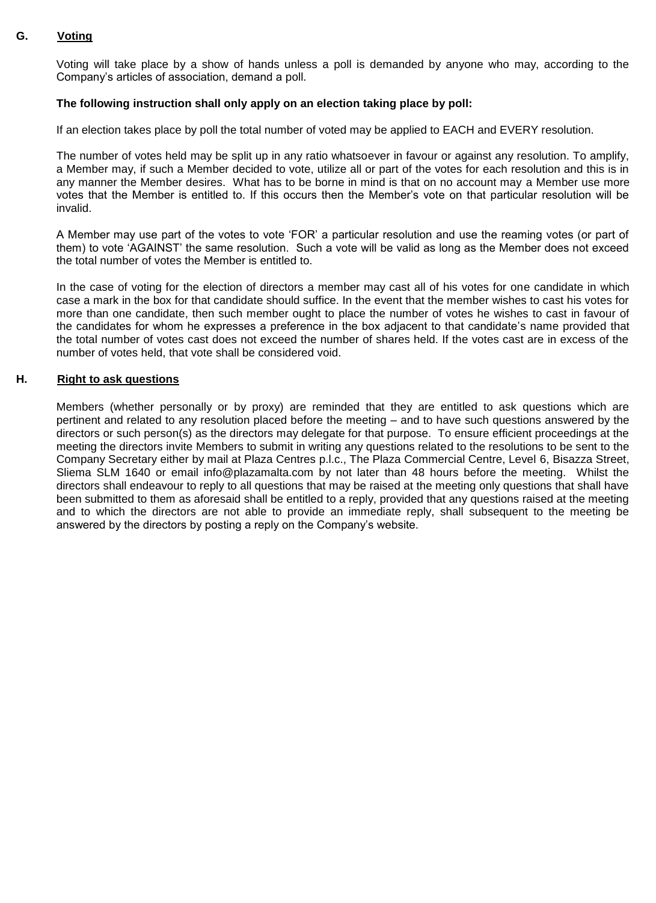## G. Voting

Voting will take place by a show of hands unless a poll is demanded by anyone who may, according to the Company's articles of association, demand a poll.

**The following instruction shall only apply on an election taking place by poll:**

If an election takes place by poll the total number of voted may be applied to EACH and EVERY resolution.

The number of votes held may be split up in any ratio whatsoever in favour or against any resolution. To amplify, a Member may, if such a Member decided to vote, utilize all or part of the votes for each resolution and this is in any manner the Member desires. What has to be borne in mind is that on no account may a Member use more votes that the Member is entitled to. If this occurs then the Member's vote on that particular resolution will be invalid.

A Member may use part of the votes to vote 'FOR' a particular resolution and use the reaming votes (or part of them) to vote 'AGAINST' the same resolution. Such a vote will be valid as long as the Member does not exceed the total number of votes the Member is entitled to.

In the case of voting for the election of directors a member may cast all of his votes for one candidate in which case a mark in the box for that candidate should suffice. In the event that the member wishes to cast his votes for more than one candidate, then such member ought to place the number of votes he wishes to cast in favour of the candidates for whom he expresses a preference in the box adjacent to that candidate's name provided that the total number of votes cast does not exceed the number of shares held. If the votes cast are in excess of the number of votes held, that vote shall be considered void.

## H. Right to ask questions

Members (whether personally or by proxy) are reminded that they are entitled to ask questions which are pertinent and related to any resolution placed before the meeting – and to have such questions answered by the directors or such person(s) as the directors may delegate for that purpose. To ensure efficient proceedings at the meeting the directors invite Members to submit in writing any questions related to the resolutions to be sent to the Company Secretary either by mail at Plaza Centres p.l.c., The Plaza Commercial Centre, Level 6, Bisazza Street, Sliema SLM 1640 or email info@plazamalta.com by not later than 48 hours before the meeting. Whilst the directors shall endeavour to reply to all questions that may be raised at the meeting only questions that shall have been submitted to them as aforesaid shall be entitled to a reply, provided that any questions raised at the meeting and to which the directors are not able to provide an immediate reply, shall subsequent to the meeting be answered by the directors by posting a reply on the Company's website.